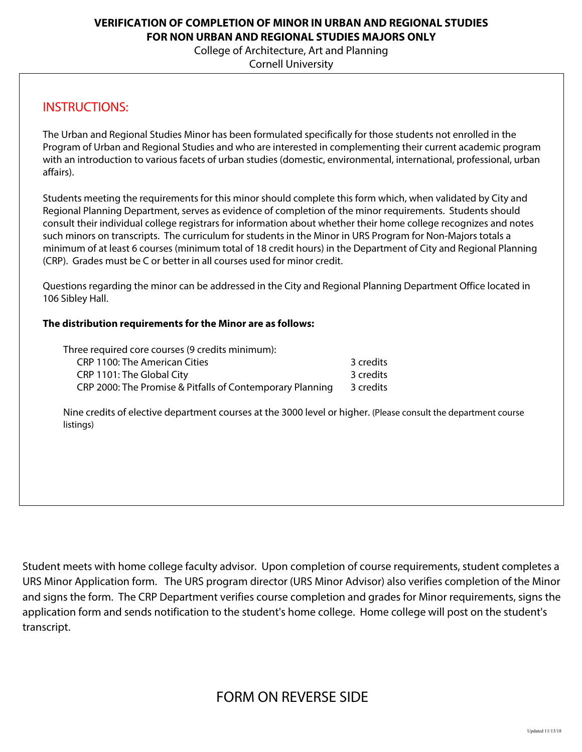# VERIFICATION OF COMPLETION OF MINOR IN URBAN AND REGIONAL STUDIES
## FOR NON URBAN AND REGIONAL STUDIES MAJORS ONLY

College of Architecture, Art and Planning
Cornell University

## INSTRUCTIONS:

The Urban and Regional Studies Minor has been formulated specifically for those students not enrolled in the Program of Urban and Regional Studies and who are interested in complementing their current academic program with an introduction to various facets of urban studies (domestic, environmental, international, professional, urban affairs).

Students meeting the requirements for this minor should complete this form which, when validated by City and Regional Planning Department, serves as evidence of completion of the minor requirements. Students should consult their individual college registrars for information about whether their home college recognizes and notes such minors on transcripts. The curriculum for students in the Minor in URS Program for Non-Majors totals a minimum of at least 6 courses (minimum total of 18 credit hours) in the Department of City and Regional Planning (CRP). Grades must be C or better in all courses used for minor credit.

Questions regarding the minor can be addressed in the City and Regional Planning Department Office located in 106 Sibley Hall.

**The distribution requirements for the Minor are as follows:**

Three required core courses (9 credits minimum):

| Course | Credits |
|---|---|
| CRP 1100: The American Cities | 3 credits |
| CRP 1101: The Global City | 3 credits |
| CRP 2000: The Promise & Pitfalls of Contemporary Planning | 3 credits |

Nine credits of elective department courses at the 3000 level or higher. (Please consult the department course listings)

Student meets with home college faculty advisor. Upon completion of course requirements, student completes a URS Minor Application form. The URS program director (URS Minor Advisor) also verifies completion of the Minor and signs the form. The CRP Department verifies course completion and grades for Minor requirements, signs the application form and sends notification to the student's home college. Home college will post on the student's transcript.

FORM ON REVERSE SIDE

Updated 11/13/18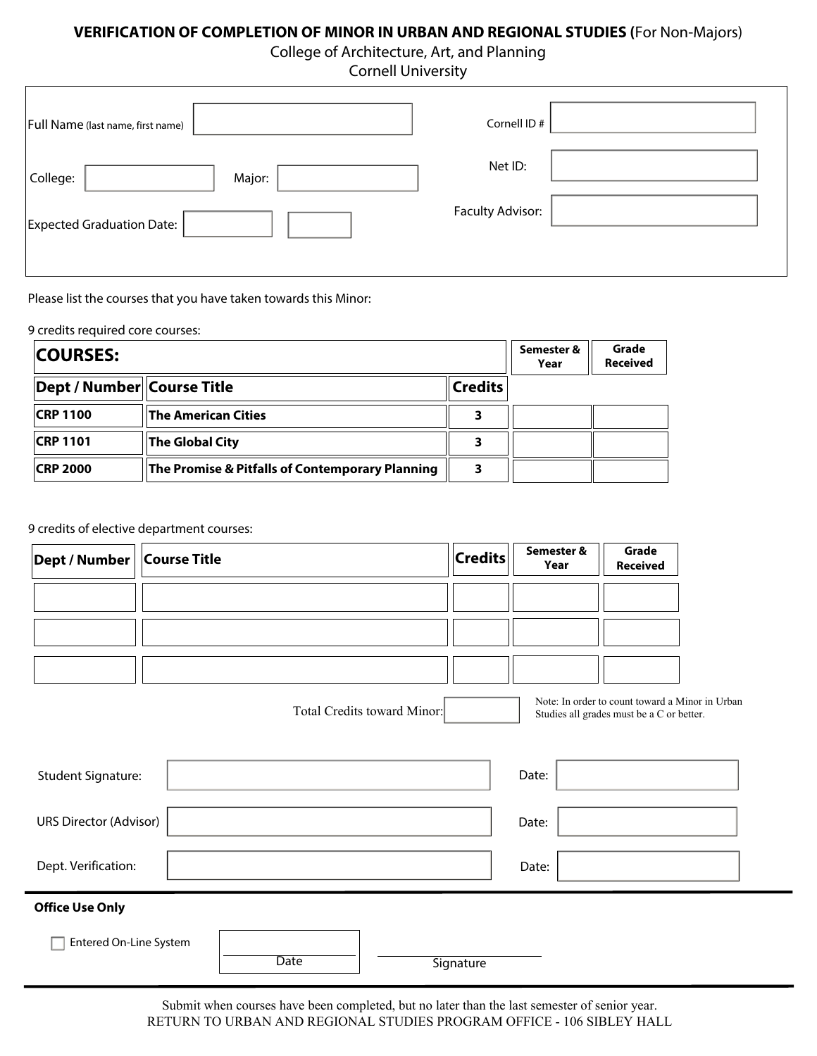# VERIFICATION OF COMPLETION OF MINOR IN URBAN AND REGIONAL STUDIES (For Non-Majors)

College of Architecture, Art, and Planning
Cornell University

Full Name (last name, first name)

Cornell ID #

College:

Major:

Net ID:

Expected Graduation Date:

Faculty Advisor:

Please list the courses that you have taken towards this Minor:

9 credits required core courses:

| **COURSES:** | | | **Semester & Year** | **Grade Received** |
|---|---|---|---|---|
| **Dept / Number** | **Course Title** | **Credits** | | |
| **CRP 1100** | **The American Cities** | **3** | | |
| **CRP 1101** | **The Global City** | **3** | | |
| **CRP 2000** | **The Promise & Pitfalls of Contemporary Planning** | **3** | | |

9 credits of elective department courses:

| **Dept / Number** | **Course Title** | **Credits** | **Semester & Year** | **Grade Received** |
|---|---|---|---|---|
| | | | | |
| | | | | |
| | | | | |

Total Credits toward Minor:

Note: In order to count toward a Minor in Urban Studies all grades must be a C or better.

Student Signature: | Date:

URS Director (Advisor) | Date:

Dept. Verification: | Date:

**Office Use Only**

☐ Entered On-Line System

Date

Signature

Submit when courses have been completed, but no later than the last semester of senior year.
RETURN TO URBAN AND REGIONAL STUDIES PROGRAM OFFICE - 106 SIBLEY HALL